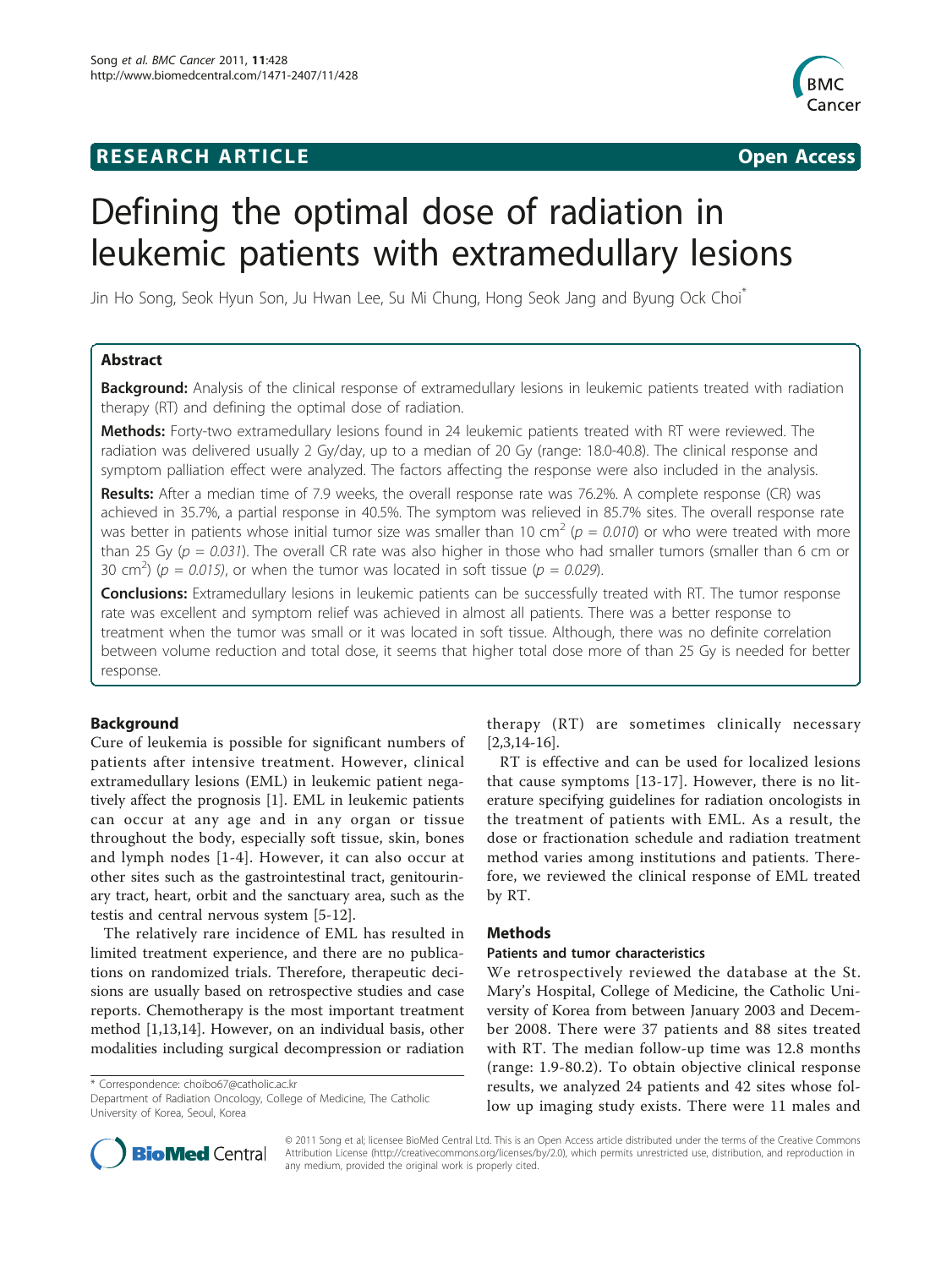RESEARCH ARTICLE

Open Access

# Defining the optimal dose of radiation in leukemic patients with extramedullary lesions

Jin Ho Song, Seok Hyun Son, Ju Hwan Lee, Su Mi Chung, Hong Seok Jang and Byung Ock Choi*

## Abstract

**Background:** Analysis of the clinical response of extramedullary lesions in leukemic patients treated with radiation therapy (RT) and defining the optimal dose of radiation.

**Methods:** Forty-two extramedullary lesions found in 24 leukemic patients treated with RT were reviewed. The radiation was delivered usually 2 Gy/day, up to a median of 20 Gy (range: 18.0-40.8). The clinical response and symptom palliation effect were analyzed. The factors affecting the response were also included in the analysis.

**Results:** After a median time of 7.9 weeks, the overall response rate was 76.2%. A complete response (CR) was achieved in 35.7%, a partial response in 40.5%. The symptom was relieved in 85.7% sites. The overall response rate was better in patients whose initial tumor size was smaller than 10 $cm^2$ (*$p = 0.010$*) or who were treated with more than 25 Gy (*$p = 0.031$*). The overall CR rate was also higher in those who had smaller tumors (smaller than 6 cm or 30 $cm^2$) (*$p = 0.015$*), or when the tumor was located in soft tissue (*$p = 0.029$*).

**Conclusions:** Extramedullary lesions in leukemic patients can be successfully treated with RT. The tumor response rate was excellent and symptom relief was achieved in almost all patients. There was a better response to treatment when the tumor was small or it was located in soft tissue. Although, there was no definite correlation between volume reduction and total dose, it seems that higher total dose more of than 25 Gy is needed for better response.

## Background

Cure of leukemia is possible for significant numbers of patients after intensive treatment. However, clinical extramedullary lesions (EML) in leukemic patient negatively affect the prognosis [1]. EML in leukemic patients can occur at any age and in any organ or tissue throughout the body, especially soft tissue, skin, bones and lymph nodes [1-4]. However, it can also occur at other sites such as the gastrointestinal tract, genitourinary tract, heart, orbit and the sanctuary area, such as the testis and central nervous system [5-12].

The relatively rare incidence of EML has resulted in limited treatment experience, and there are no publications on randomized trials. Therefore, therapeutic decisions are usually based on retrospective studies and case reports. Chemotherapy is the most important treatment method [1,13,14]. However, on an individual basis, other modalities including surgical decompression or radiation therapy (RT) are sometimes clinically necessary [2,3,14-16].

RT is effective and can be used for localized lesions that cause symptoms [13-17]. However, there is no literature specifying guidelines for radiation oncologists in the treatment of patients with EML. As a result, the dose or fractionation schedule and radiation treatment method varies among institutions and patients. Therefore, we reviewed the clinical response of EML treated by RT.

## Methods

### Patients and tumor characteristics

We retrospectively reviewed the database at the St. Mary's Hospital, College of Medicine, the Catholic University of Korea from between January 2003 and December 2008. There were 37 patients and 88 sites treated with RT. The median follow-up time was 12.8 months (range: 1.9-80.2). To obtain objective clinical response results, we analyzed 24 patients and 42 sites whose follow up imaging study exists. There were 11 males and

* Correspondence: choibo67@catholic.ac.kr
Department of Radiation Oncology, College of Medicine, The Catholic University of Korea, Seoul, Korea

© 2011 Song et al; licensee BioMed Central Ltd. This is an Open Access article distributed under the terms of the Creative Commons Attribution License (http://creativecommons.org/licenses/by/2.0), which permits unrestricted use, distribution, and reproduction in any medium, provided the original work is properly cited.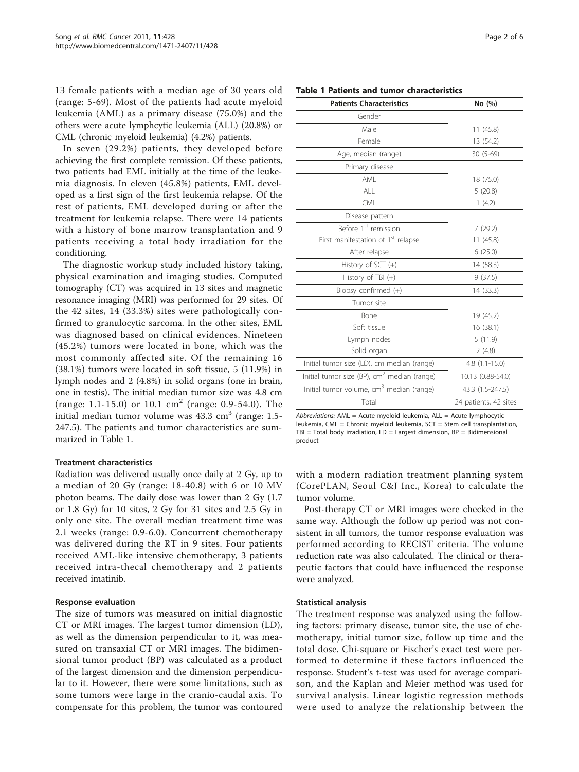13 female patients with a median age of 30 years old (range: 5-69). Most of the patients had acute myeloid leukemia (AML) as a primary disease (75.0%) and the others were acute lymphcytic leukemia (ALL) (20.8%) or CML (chronic myeloid leukemia) (4.2%) patients.

In seven (29.2%) patients, they developed before achieving the first complete remission. Of these patients, two patients had EML initially at the time of the leukemia diagnosis. In eleven (45.8%) patients, EML developed as a first sign of the first leukemia relapse. Of the rest of patients, EML developed during or after the treatment for leukemia relapse. There were 14 patients with a history of bone marrow transplantation and 9 patients receiving a total body irradiation for the conditioning.

The diagnostic workup study included history taking, physical examination and imaging studies. Computed tomography (CT) was acquired in 13 sites and magnetic resonance imaging (MRI) was performed for 29 sites. Of the 42 sites, 14 (33.3%) sites were pathologically confirmed to granulocytic sarcoma. In the other sites, EML was diagnosed based on clinical evidences. Nineteen (45.2%) tumors were located in bone, which was the most commonly affected site. Of the remaining 16 (38.1%) tumors were located in soft tissue, 5 (11.9%) in lymph nodes and 2 (4.8%) in solid organs (one in brain, one in testis). The initial median tumor size was 4.8 cm (range: 1.1-15.0) or 10.1 $cm^2$ (range: 0.9-54.0). The initial median tumor volume was 43.3 $cm^3$ (range: 1.5-247.5). The patients and tumor characteristics are summarized in Table 1.

**Table 1 Patients and tumor characteristics**

| Patients Characteristics | No (%) |
|---|---|
| Gender | |
| Male | 11 (45.8) |
| Female | 13 (54.2) |
| Age, median (range) | 30 (5-69) |
| Primary disease | |
| AML | 18 (75.0) |
| ALL | 5 (20.8) |
| CML | 1 (4.2) |
| Disease pattern | |
| Before 1st remission | 7 (29.2) |
| First manifestation of 1st relapse | 11 (45.8) |
| After relapse | 6 (25.0) |
| History of SCT (+) | 14 (58.3) |
| History of TBI (+) | 9 (37.5) |
| Biopsy confirmed (+) | 14 (33.3) |
| Tumor site | |
| Bone | 19 (45.2) |
| Soft tissue | 16 (38.1) |
| Lymph nodes | 5 (11.9) |
| Solid organ | 2 (4.8) |
| Initial tumor size (LD), cm median (range) | 4.8 (1.1-15.0) |
| Initial tumor size (BP), $cm^2$ median (range) | 10.13 (0.88-54.0) |
| Initial tumor volume, $cm^3$ median (range) | 43.3 (1.5-247.5) |
| Total | 24 patients, 42 sites |

*Abbreviations:* AML = Acute myeloid leukemia, ALL = Acute lymphocytic leukemia, CML = Chronic myeloid leukemia, SCT = Stem cell transplantation, TBI = Total body irradiation, LD = Largest dimension, BP = Bidimensional product

### Treatment characteristics

Radiation was delivered usually once daily at 2 Gy, up to a median of 20 Gy (range: 18-40.8) with 6 or 10 MV photon beams. The daily dose was lower than 2 Gy (1.7 or 1.8 Gy) for 10 sites, 2 Gy for 31 sites and 2.5 Gy in only one site. The overall median treatment time was 2.1 weeks (range: 0.9-6.0). Concurrent chemotherapy was delivered during the RT in 9 sites. Four patients received AML-like intensive chemotherapy, 3 patients received intra-thecal chemotherapy and 2 patients received imatinib.

### Response evaluation

The size of tumors was measured on initial diagnostic CT or MRI images. The largest tumor dimension (LD), as well as the dimension perpendicular to it, was measured on transaxial CT or MRI images. The bidimensional tumor product (BP) was calculated as a product of the largest dimension and the dimension perpendicular to it. However, there were some limitations, such as some tumors were large in the cranio-caudal axis. To compensate for this problem, the tumor was contoured with a modern radiation treatment planning system (CorePLAN, Seoul C&J Inc., Korea) to calculate the tumor volume.

Post-therapy CT or MRI images were checked in the same way. Although the follow up period was not consistent in all tumors, the tumor response evaluation was performed according to RECIST criteria. The volume reduction rate was also calculated. The clinical or therapeutic factors that could have influenced the response were analyzed.

### Statistical analysis

The treatment response was analyzed using the following factors: primary disease, tumor site, the use of chemotherapy, initial tumor size, follow up time and the total dose. Chi-square or Fischer's exact test were performed to determine if these factors influenced the response. Student's t-test was used for average comparison, and the Kaplan and Meier method was used for survival analysis. Linear logistic regression methods were used to analyze the relationship between the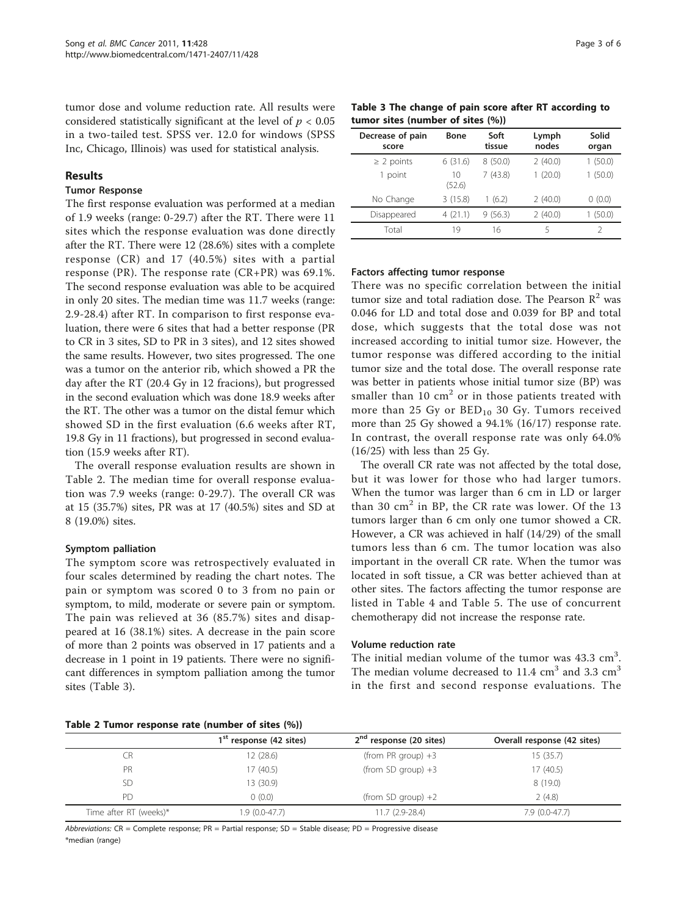tumor dose and volume reduction rate. All results were considered statistically significant at the level of $p < 0.05$ in a two-tailed test. SPSS ver. 12.0 for windows (SPSS Inc, Chicago, Illinois) was used for statistical analysis.

## Results

### Tumor Response

The first response evaluation was performed at a median of 1.9 weeks (range: 0-29.7) after the RT. There were 11 sites which the response evaluation was done directly after the RT. There were 12 (28.6%) sites with a complete response (CR) and 17 (40.5%) sites with a partial response (PR). The response rate (CR+PR) was 69.1%. The second response evaluation was able to be acquired in only 20 sites. The median time was 11.7 weeks (range: 2.9-28.4) after RT. In comparison to first response evaluation, there were 6 sites that had a better response (PR to CR in 3 sites, SD to PR in 3 sites), and 12 sites showed the same results. However, two sites progressed. The one was a tumor on the anterior rib, which showed a PR the day after the RT (20.4 Gy in 12 fracions), but progressed in the second evaluation which was done 18.9 weeks after the RT. The other was a tumor on the distal femur which showed SD in the first evaluation (6.6 weeks after RT, 19.8 Gy in 11 fractions), but progressed in second evaluation (15.9 weeks after RT).

The overall response evaluation results are shown in Table 2. The median time for overall response evaluation was 7.9 weeks (range: 0-29.7). The overall CR was at 15 (35.7%) sites, PR was at 17 (40.5%) sites and SD at 8 (19.0%) sites.

### Symptom palliation

The symptom score was retrospectively evaluated in four scales determined by reading the chart notes. The pain or symptom was scored 0 to 3 from no pain or symptom, to mild, moderate or severe pain or symptom. The pain was relieved at 36 (85.7%) sites and disappeared at 16 (38.1%) sites. A decrease in the pain score of more than 2 points was observed in 17 patients and a decrease in 1 point in 19 patients. There were no significant differences in symptom palliation among the tumor sites (Table 3).

**Table 3 The change of pain score after RT according to tumor sites (number of sites (%))**

| Decrease of pain score | Bone | Soft tissue | Lymph nodes | Solid organ |
|---|---|---|---|---|
| ≥ 2 points | 6 (31.6) | 8 (50.0) | 2 (40.0) | 1 (50.0) |
| 1 point | 10 (52.6) | 7 (43.8) | 1 (20.0) | 1 (50.0) |
| No Change | 3 (15.8) | 1 (6.2) | 2 (40.0) | 0 (0.0) |
| Disappeared | 4 (21.1) | 9 (56.3) | 2 (40.0) | 1 (50.0) |
| Total | 19 | 16 | 5 | 2 |

### Factors affecting tumor response

There was no specific correlation between the initial tumor size and total radiation dose. The Pearson $R^2$ was 0.046 for LD and total dose and 0.039 for BP and total dose, which suggests that the total dose was not increased according to initial tumor size. However, the tumor response was differed according to the initial tumor size and the total dose. The overall response rate was better in patients whose initial tumor size (BP) was smaller than 10 $cm^2$ or in those patients treated with more than 25 Gy or $BED_{10}$ 30 Gy. Tumors received more than 25 Gy showed a 94.1% (16/17) response rate. In contrast, the overall response rate was only 64.0% (16/25) with less than 25 Gy.

The overall CR rate was not affected by the total dose, but it was lower for those who had larger tumors. When the tumor was larger than 6 cm in LD or larger than 30 $cm^2$ in BP, the CR rate was lower. Of the 13 tumors larger than 6 cm only one tumor showed a CR. However, a CR was achieved in half (14/29) of the small tumors less than 6 cm. The tumor location was also important in the overall CR rate. When the tumor was located in soft tissue, a CR was better achieved than at other sites. The factors affecting the tumor response are listed in Table 4 and Table 5. The use of concurrent chemotherapy did not increase the response rate.

### Volume reduction rate

The initial median volume of the tumor was 43.3 $cm^3$. The median volume decreased to 11.4 $cm^3$ and 3.3 $cm^3$ in the first and second response evaluations. The

**Table 2 Tumor response rate (number of sites (%))**

| | 1st response (42 sites) | 2nd response (20 sites) | Overall response (42 sites) |
|---|---|---|---|
| CR | 12 (28.6) | (from PR group) +3 | 15 (35.7) |
| PR | 17 (40.5) | (from SD group) +3 | 17 (40.5) |
| SD | 13 (30.9) | | 8 (19.0) |
| PD | 0 (0.0) | (from SD group) +2 | 2 (4.8) |
| Time after RT (weeks)* | 1.9 (0.0-47.7) | 11.7 (2.9-28.4) | 7.9 (0.0-47.7) |

*Abbreviations:* CR = Complete response; PR = Partial response; SD = Stable disease; PD = Progressive disease

*median (range)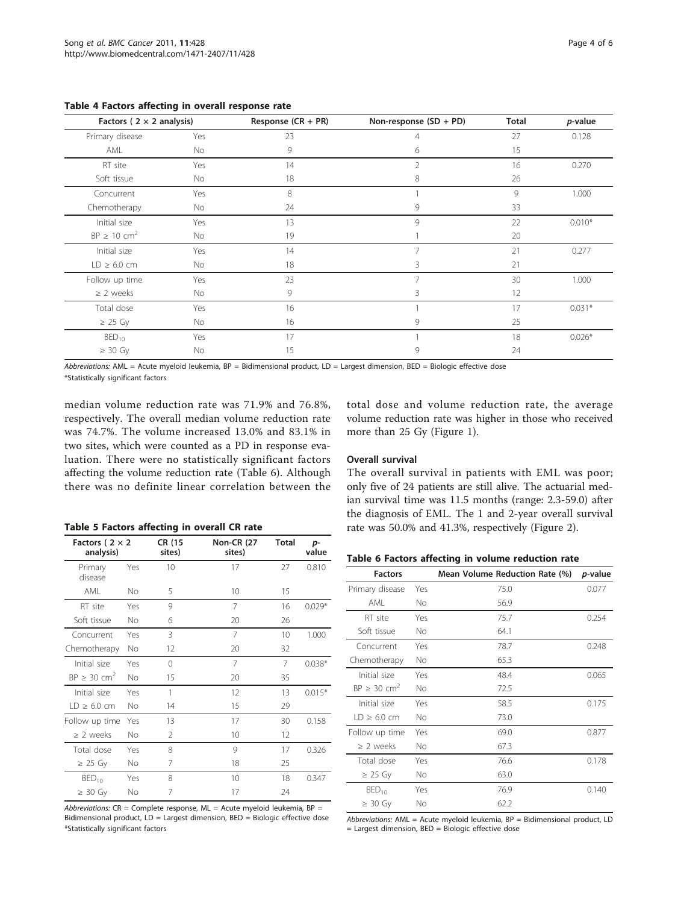**Table 4 Factors affecting in overall response rate**

| Factors ( 2 × 2 analysis) | | Response (CR + PR) | Non-response (SD + PD) | Total | *p*-value |
|---|---|---|---|---|---|
| Primary disease | Yes | 23 | 4 | 27 | 0.128 |
| AML | No | 9 | 6 | 15 | |
| RT site | Yes | 14 | 2 | 16 | 0.270 |
| Soft tissue | No | 18 | 8 | 26 | |
| Concurrent | Yes | 8 | 1 | 9 | 1.000 |
| Chemotherapy | No | 24 | 9 | 33 | |
| Initial size | Yes | 13 | 9 | 22 | 0.010* |
| BP ≥ 10 $cm^2$ | No | 19 | 1 | 20 | |
| Initial size | Yes | 14 | 7 | 21 | 0.277 |
| LD ≥ 6.0 cm | No | 18 | 3 | 21 | |
| Follow up time | Yes | 23 | 7 | 30 | 1.000 |
| ≥ 2 weeks | No | 9 | 3 | 12 | |
| Total dose | Yes | 16 | 1 | 17 | 0.031* |
| ≥ 25 Gy | No | 16 | 9 | 25 | |
| $BED_{10}$ | Yes | 17 | 1 | 18 | 0.026* |
| ≥ 30 Gy | No | 15 | 9 | 24 | |

*Abbreviations:* AML = Acute myeloid leukemia, BP = Bidimensional product, LD = Largest dimension, BED = Biologic effective dose
*Statistically significant factors

median volume reduction rate was 71.9% and 76.8%, respectively. The overall median volume reduction rate was 74.7%. The volume increased 13.0% and 83.1% in two sites, which were counted as a PD in response evaluation. There were no statistically significant factors affecting the volume reduction rate (Table 6). Although there was no definite linear correlation between the total dose and volume reduction rate, the average volume reduction rate was higher in those who received more than 25 Gy (Figure 1).

**Table 5 Factors affecting in overall CR rate**

| Factors ( 2 × 2 analysis) | | CR (15 sites) | Non-CR (27 sites) | Total | *p*-value |
|---|---|---|---|---|---|
| Primary disease | Yes | 10 | 17 | 27 | 0.810 |
| AML | No | 5 | 10 | 15 | |
| RT site | Yes | 9 | 7 | 16 | 0.029* |
| Soft tissue | No | 6 | 20 | 26 | |
| Concurrent | Yes | 3 | 7 | 10 | 1.000 |
| Chemotherapy | No | 12 | 20 | 32 | |
| Initial size | Yes | 0 | 7 | 7 | 0.038* |
| BP ≥ 30 $cm^2$ | No | 15 | 20 | 35 | |
| Initial size | Yes | 1 | 12 | 13 | 0.015* |
| LD ≥ 6.0 cm | No | 14 | 15 | 29 | |
| Follow up time | Yes | 13 | 17 | 30 | 0.158 |
| ≥ 2 weeks | No | 2 | 10 | 12 | |
| Total dose | Yes | 8 | 9 | 17 | 0.326 |
| ≥ 25 Gy | No | 7 | 18 | 25 | |
| $BED_{10}$ | Yes | 8 | 10 | 18 | 0.347 |
| ≥ 30 Gy | No | 7 | 17 | 24 | |

*Abbreviations:* CR = Complete response, ML = Acute myeloid leukemia, BP = Bidimensional product, LD = Largest dimension, BED = Biologic effective dose
*Statistically significant factors

### Overall survival

The overall survival in patients with EML was poor; only five of 24 patients are still alive. The actuarial median survival time was 11.5 months (range: 2.3-59.0) after the diagnosis of EML. The 1 and 2-year overall survival rate was 50.0% and 41.3%, respectively (Figure 2).

**Table 6 Factors affecting in volume reduction rate**

| Factors | | Mean Volume Reduction Rate (%) | *p*-value |
|---|---|---|---|
| Primary disease | Yes | 75.0 | 0.077 |
| AML | No | 56.9 | |
| RT site | Yes | 75.7 | 0.254 |
| Soft tissue | No | 64.1 | |
| Concurrent | Yes | 78.7 | 0.248 |
| Chemotherapy | No | 65.3 | |
| Initial size | Yes | 48.4 | 0.065 |
| BP ≥ 30 $cm^2$ | No | 72.5 | |
| Initial size | Yes | 58.5 | 0.175 |
| LD ≥ 6.0 cm | No | 73.0 | |
| Follow up time | Yes | 69.0 | 0.877 |
| ≥ 2 weeks | No | 67.3 | |
| Total dose | Yes | 76.6 | 0.178 |
| ≥ 25 Gy | No | 63.0 | |
| $BED_{10}$ | Yes | 76.9 | 0.140 |
| ≥ 30 Gy | No | 62.2 | |

*Abbreviations:* AML = Acute myeloid leukemia, BP = Bidimensional product, LD = Largest dimension, BED = Biologic effective dose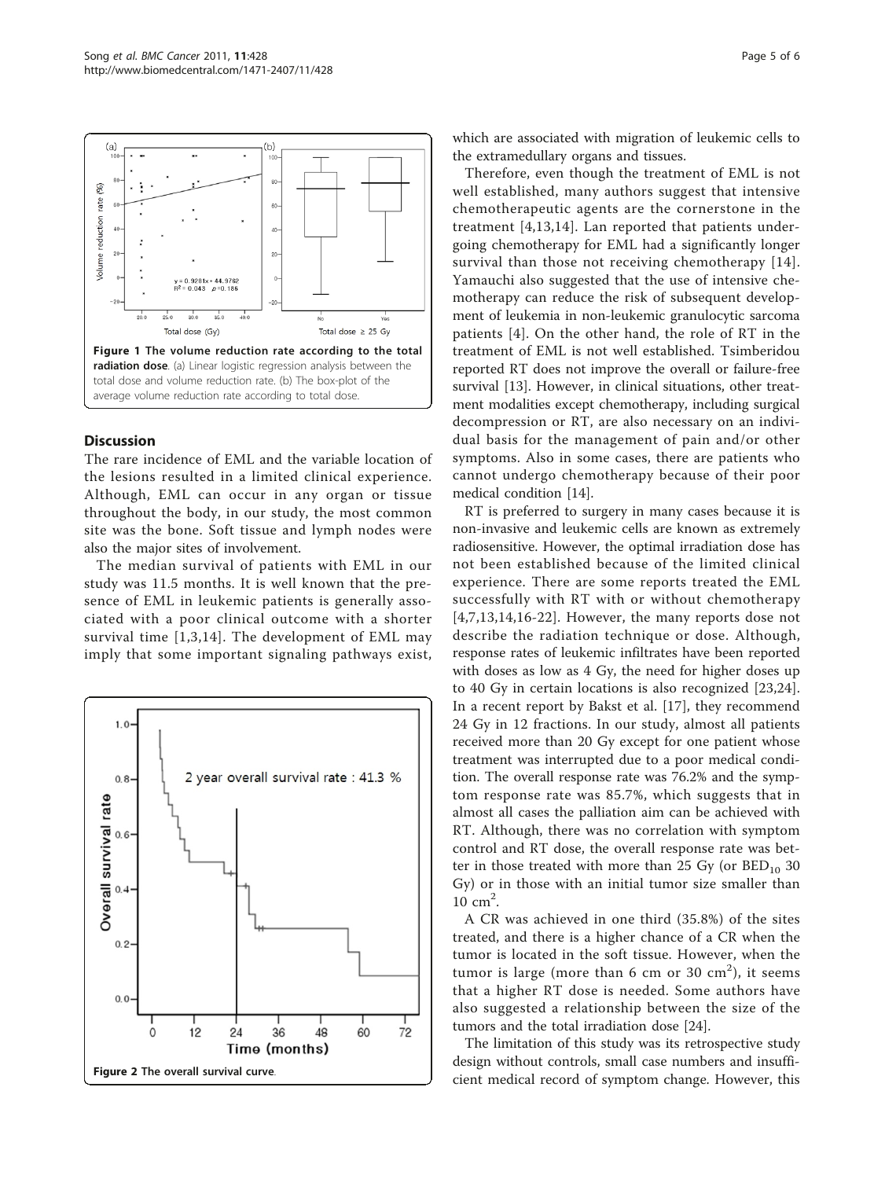Figure 1 The volume reduction rate according to the total radiation dose. (a) Linear logistic regression analysis between the total dose and volume reduction rate. (b) The box-plot of the average volume reduction rate according to total dose.

## Discussion

The rare incidence of EML and the variable location of the lesions resulted in a limited clinical experience. Although, EML can occur in any organ or tissue throughout the body, in our study, the most common site was the bone. Soft tissue and lymph nodes were also the major sites of involvement.

The median survival of patients with EML in our study was 11.5 months. It is well known that the presence of EML in leukemic patients is generally associated with a poor clinical outcome with a shorter survival time [1,3,14]. The development of EML may imply that some important signaling pathways exist, which are associated with migration of leukemic cells to the extramedullary organs and tissues.

Figure 2 The overall survival curve.

Therefore, even though the treatment of EML is not well established, many authors suggest that intensive chemotherapeutic agents are the cornerstone in the treatment [4,13,14]. Lan reported that patients undergoing chemotherapy for EML had a significantly longer survival than those not receiving chemotherapy [14]. Yamauchi also suggested that the use of intensive chemotherapy can reduce the risk of subsequent development of leukemia in non-leukemic granulocytic sarcoma patients [4]. On the other hand, the role of RT in the treatment of EML is not well established. Tsimberidou reported RT does not improve the overall or failure-free survival [13]. However, in clinical situations, other treatment modalities except chemotherapy, including surgical decompression or RT, are also necessary on an individual basis for the management of pain and/or other symptoms. Also in some cases, there are patients who cannot undergo chemotherapy because of their poor medical condition [14].

RT is preferred to surgery in many cases because it is non-invasive and leukemic cells are known as extremely radiosensitive. However, the optimal irradiation dose has not been established because of the limited clinical experience. There are some reports treated the EML successfully with RT with or without chemotherapy [4,7,13,14,16-22]. However, the many reports dose not describe the radiation technique or dose. Although, response rates of leukemic infiltrates have been reported with doses as low as 4 Gy, the need for higher doses up to 40 Gy in certain locations is also recognized [23,24]. In a recent report by Bakst et al. [17], they recommend 24 Gy in 12 fractions. In our study, almost all patients received more than 20 Gy except for one patient whose treatment was interrupted due to a poor medical condition. The overall response rate was 76.2% and the symptom response rate was 85.7%, which suggests that in almost all cases the palliation aim can be achieved with RT. Although, there was no correlation with symptom control and RT dose, the overall response rate was better in those treated with more than 25 Gy (or $BED_{10}$ 30 Gy) or in those with an initial tumor size smaller than 10 $cm^2$.

A CR was achieved in one third (35.8%) of the sites treated, and there is a higher chance of a CR when the tumor is located in the soft tissue. However, when the tumor is large (more than 6 cm or 30 $cm^2$), it seems that a higher RT dose is needed. Some authors have also suggested a relationship between the size of the tumors and the total irradiation dose [24].

The limitation of this study was its retrospective study design without controls, small case numbers and insufficient medical record of symptom change. However, this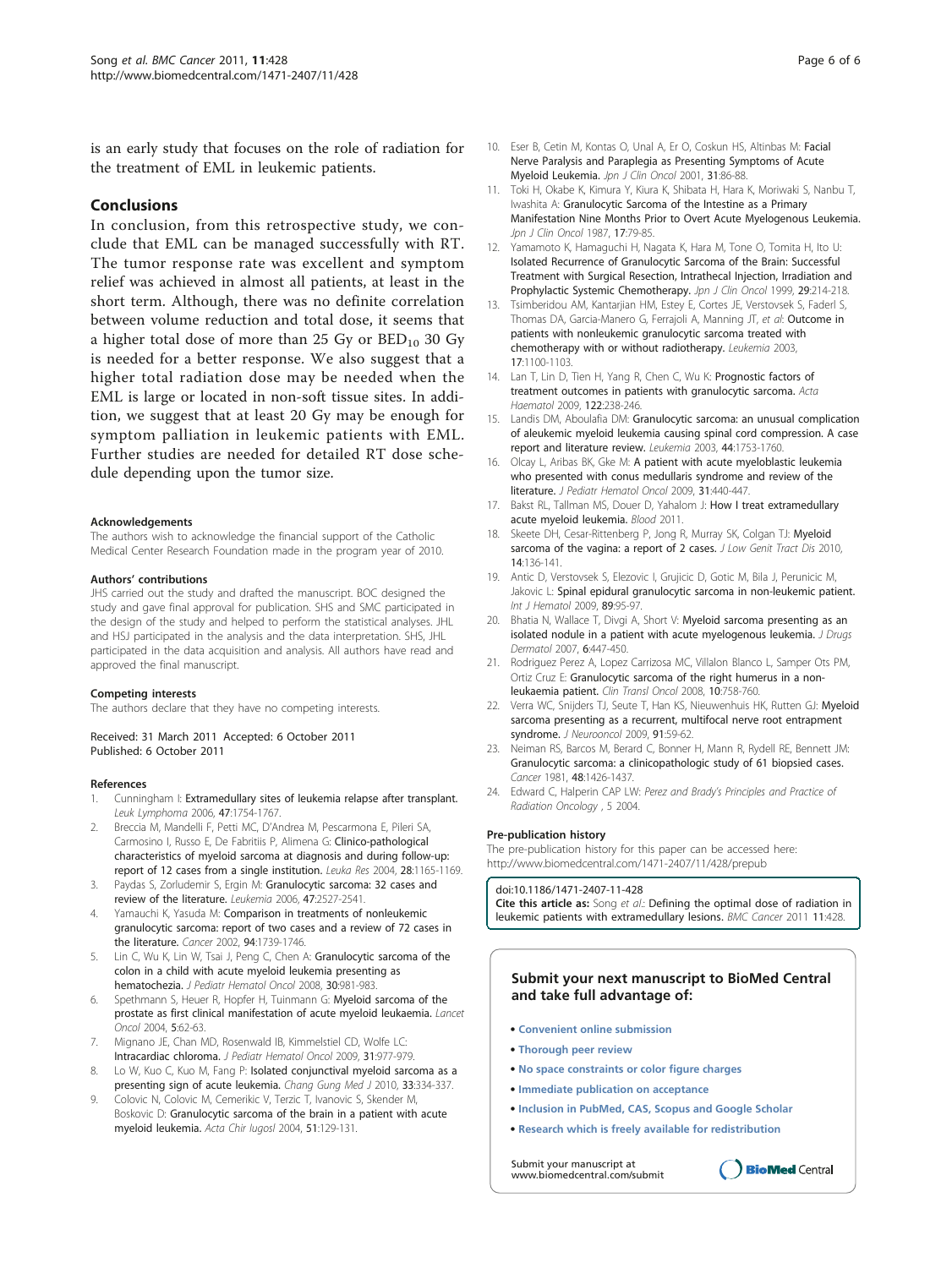is an early study that focuses on the role of radiation for the treatment of EML in leukemic patients.

## Conclusions

In conclusion, from this retrospective study, we conclude that EML can be managed successfully with RT. The tumor response rate was excellent and symptom relief was achieved in almost all patients, at least in the short term. Although, there was no definite correlation between volume reduction and total dose, it seems that a higher total dose of more than 25 Gy or $BED_{10}$ 30 Gy is needed for a better response. We also suggest that a higher total radiation dose may be needed when the EML is large or located in non-soft tissue sites. In addition, we suggest that at least 20 Gy may be enough for symptom palliation in leukemic patients with EML. Further studies are needed for detailed RT dose schedule depending upon the tumor size.

#### Acknowledgements

The authors wish to acknowledge the financial support of the Catholic Medical Center Research Foundation made in the program year of 2010.

#### Authors' contributions

JHS carried out the study and drafted the manuscript. BOC designed the study and gave final approval for publication. SHS and SMC participated in the design of the study and helped to perform the statistical analyses. JHL and HSJ participated in the analysis and the data interpretation. SHS, JHL participated in the data acquisition and analysis. All authors have read and approved the final manuscript.

#### Competing interests

The authors declare that they have no competing interests.

Received: 31 March 2011 Accepted: 6 October 2011
Published: 6 October 2011

#### References

1. Cunningham I: **Extramedullary sites of leukemia relapse after transplant.** *Leuk Lymphoma* 2006, **47**:1754-1767.
2. Breccia M, Mandelli F, Petti MC, D'Andrea M, Pescarmona E, Pileri SA, Carmosino I, Russo E, De Fabritiis P, Alimena G: **Clinico-pathological characteristics of myeloid sarcoma at diagnosis and during follow-up: report of 12 cases from a single institution.** *Leuka Res* 2004, **28**:1165-1169.
3. Paydas S, Zorludemir S, Ergin M: **Granulocytic sarcoma: 32 cases and review of the literature.** *Leukemia* 2006, **47**:2527-2541.
4. Yamauchi K, Yasuda M: **Comparison in treatments of nonleukemic granulocytic sarcoma: report of two cases and a review of 72 cases in the literature.** *Cancer* 2002, **94**:1739-1746.
5. Lin C, Wu K, Lin W, Tsai J, Peng C, Chen A: **Granulocytic sarcoma of the colon in a child with acute myeloid leukemia presenting as hematochezia.** *J Pediatr Hematol Oncol* 2008, **30**:981-983.
6. Spethmann S, Heuer R, Hopfer H, Tuinmann G: **Myeloid sarcoma of the prostate as first clinical manifestation of acute myeloid leukaemia.** *Lancet Oncol* 2004, **5**:62-63.
7. Mignano JE, Chan MD, Rosenwald IB, Kimmelstiel CD, Wolfe LC: **Intracardiac chloroma.** *J Pediatr Hematol Oncol* 2009, **31**:977-979.
8. Lo W, Kuo C, Kuo M, Fang P: **Isolated conjunctival myeloid sarcoma as a presenting sign of acute leukemia.** *Chang Gung Med J* 2010, **33**:334-337.
9. Colovic N, Colovic M, Cemerikic V, Terzic T, Ivanovic S, Skender M, Boskovic D: **Granulocytic sarcoma of the brain in a patient with acute myeloid leukemia.** *Acta Chir Iugosl* 2004, **51**:129-131.
10. Eser B, Cetin M, Kontas O, Unal A, Er O, Coskun HS, Altinbas M: **Facial Nerve Paralysis and Paraplegia as Presenting Symptoms of Acute Myeloid Leukemia.** *Jpn J Clin Oncol* 2001, **31**:86-88.
11. Toki H, Okabe K, Kimura Y, Kiura K, Shibata H, Hara K, Moriwaki S, Nanbu T, Iwashita A: **Granulocytic Sarcoma of the Intestine as a Primary Manifestation Nine Months Prior to Overt Acute Myelogenous Leukemia.** *Jpn J Clin Oncol* 1987, **17**:79-85.
12. Yamamoto K, Hamaguchi H, Nagata K, Hara M, Tone O, Tomita H, Ito U: **Isolated Recurrence of Granulocytic Sarcoma of the Brain: Successful Treatment with Surgical Resection, Intrathecal Injection, Irradiation and Prophylactic Systemic Chemotherapy.** *Jpn J Clin Oncol* 1999, **29**:214-218.
13. Tsimberidou AM, Kantarjian HM, Estey E, Cortes JE, Verstovsek S, Faderl S, Thomas DA, Garcia-Manero G, Ferrajoli A, Manning JT, *et al*: **Outcome in patients with nonleukemic granulocytic sarcoma treated with chemotherapy with or without radiotherapy.** *Leukemia* 2003, **17**:1100-1103.
14. Lan T, Lin D, Tien H, Yang R, Chen C, Wu K: **Prognostic factors of treatment outcomes in patients with granulocytic sarcoma.** *Acta Haematol* 2009, **122**:238-246.
15. Landis DM, Aboulafia DM: **Granulocytic sarcoma: an unusual complication of aleukemic myeloid leukemia causing spinal cord compression. A case report and literature review.** *Leukemia* 2003, **44**:1753-1760.
16. Olcay L, Aribas BK, Gke M: **A patient with acute myeloblastic leukemia who presented with conus medullaris syndrome and review of the literature.** *J Pediatr Hematol Oncol* 2009, **31**:440-447.
17. Bakst RL, Tallman MS, Douer D, Yahalom J: **How I treat extramedullary acute myeloid leukemia.** *Blood* 2011.
18. Skeete DH, Cesar-Rittenberg P, Jong R, Murray SK, Colgan TJ: **Myeloid sarcoma of the vagina: a report of 2 cases.** *J Low Genit Tract Dis* 2010, **14**:136-141.
19. Antic D, Verstovsek S, Elezovic I, Grujicic D, Gotic M, Bila J, Perunicic M, Jakovic L: **Spinal epidural granulocytic sarcoma in non-leukemic patient.** *Int J Hematol* 2009, **89**:95-97.
20. Bhatia N, Wallace T, Divgi A, Short V: **Myeloid sarcoma presenting as an isolated nodule in a patient with acute myelogenous leukemia.** *J Drugs Dermatol* 2007, **6**:447-450.
21. Rodriguez Perez A, Lopez Carrizosa MC, Villalon Blanco L, Samper Ots PM, Ortiz Cruz E: **Granulocytic sarcoma of the right humerus in a non-leukaemia patient.** *Clin Transl Oncol* 2008, **10**:758-760.
22. Verra WC, Snijders TJ, Seute T, Han KS, Nieuwenhuis HK, Rutten GJ: **Myeloid sarcoma presenting as a recurrent, multifocal nerve root entrapment syndrome.** *J Neurooncol* 2009, **91**:59-62.
23. Neiman RS, Barcos M, Berard C, Bonner H, Mann R, Rydell RE, Bennett JM: **Granulocytic sarcoma: a clinicopathologic study of 61 biopsied cases.** *Cancer* 1981, **48**:1426-1437.
24. Edward C, Halperin CAP LW: *Perez and Brady's Principles and Practice of Radiation Oncology* , 5 2004.

#### Pre-publication history

The pre-publication history for this paper can be accessed here:
http://www.biomedcentral.com/1471-2407/11/428/prepub

doi:10.1186/1471-2407-11-428
**Cite this article as:** Song *et al.*: Defining the optimal dose of radiation in leukemic patients with extramedullary lesions. *BMC Cancer* 2011 **11**:428.

**Submit your next manuscript to BioMed Central and take full advantage of:**

- Convenient online submission
- Thorough peer review
- No space constraints or color figure charges
- Immediate publication on acceptance
- Inclusion in PubMed, CAS, Scopus and Google Scholar
- Research which is freely available for redistribution

Submit your manuscript at
www.biomedcentral.com/submit

BioMed Central